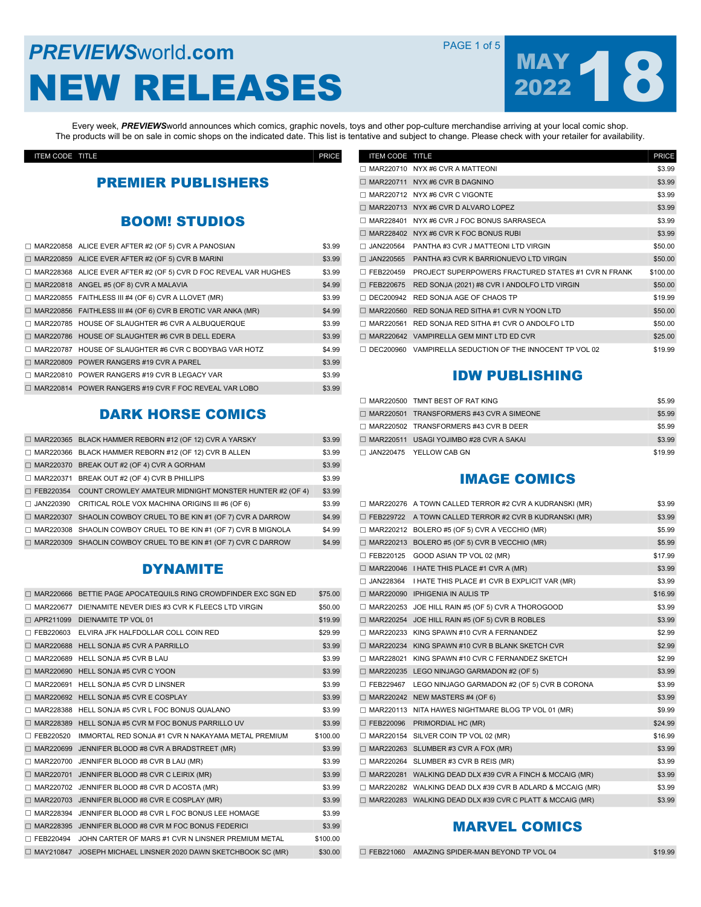# PREVIEWSworld.com NEW RELEASES

**MAY 18 2022**

Every week, ***PREVIEWS***world announces which comics, graphic novels, toys and other pop-culture merchandise arriving at your local comic shop. The products will be on sale in comic shops on the indicated date. This list is tentative and subject to change. Please check with your retailer for availability.

## PREMIER PUBLISHERS

### BOOM! STUDIOS

| ITEM CODE | TITLE | PRICE |
|---|---|---|
| ☐ MAR220858 | ALICE EVER AFTER #2 (OF 5) CVR A PANOSIAN | $3.99 |
| ☐ MAR220859 | ALICE EVER AFTER #2 (OF 5) CVR B MARINI | $3.99 |
| ☐ MAR228368 | ALICE EVER AFTER #2 (OF 5) CVR D FOC REVEAL VAR HUGHES | $3.99 |
| ☐ MAR220818 | ANGEL #5 (OF 8) CVR A MALAVIA | $4.99 |
| ☐ MAR220855 | FAITHLESS III #4 (OF 6) CVR A LLOVET (MR) | $3.99 |
| ☐ MAR220856 | FAITHLESS III #4 (OF 6) CVR B EROTIC VAR ANKA (MR) | $4.99 |
| ☐ MAR220785 | HOUSE OF SLAUGHTER #6 CVR A ALBUQUERQUE | $3.99 |
| ☐ MAR220786 | HOUSE OF SLAUGHTER #6 CVR B DELL EDERA | $3.99 |
| ☐ MAR220787 | HOUSE OF SLAUGHTER #6 CVR C BODYBAG VAR HOTZ | $4.99 |
| ☐ MAR220809 | POWER RANGERS #19 CVR A PAREL | $3.99 |
| ☐ MAR220810 | POWER RANGERS #19 CVR B LEGACY VAR | $3.99 |
| ☐ MAR220814 | POWER RANGERS #19 CVR F FOC REVEAL VAR LOBO | $3.99 |

### DARK HORSE COMICS

| ITEM CODE | TITLE | PRICE |
|---|---|---|
| ☐ MAR220365 | BLACK HAMMER REBORN #12 (OF 12) CVR A YARSKY | $3.99 |
| ☐ MAR220366 | BLACK HAMMER REBORN #12 (OF 12) CVR B ALLEN | $3.99 |
| ☐ MAR220370 | BREAK OUT #2 (OF 4) CVR A GORHAM | $3.99 |
| ☐ MAR220371 | BREAK OUT #2 (OF 4) CVR B PHILLIPS | $3.99 |
| ☐ FEB220354 | COUNT CROWLEY AMATEUR MIDNIGHT MONSTER HUNTER #2 (OF 4) | $3.99 |
| ☐ JAN220390 | CRITICAL ROLE VOX MACHINA ORIGINS III #6 (OF 6) | $3.99 |
| ☐ MAR220307 | SHAOLIN COWBOY CRUEL TO BE KIN #1 (OF 7) CVR A DARROW | $4.99 |
| ☐ MAR220308 | SHAOLIN COWBOY CRUEL TO BE KIN #1 (OF 7) CVR B MIGNOLA | $4.99 |
| ☐ MAR220309 | SHAOLIN COWBOY CRUEL TO BE KIN #1 (OF 7) CVR C DARROW | $4.99 |

### DYNAMITE

| ITEM CODE | TITLE | PRICE |
|---|---|---|
| ☐ MAR220666 | BETTIE PAGE APOCATEQUILS RING CROWDFINDER EXC SGN ED | $75.00 |
| ☐ MAR220677 | DIE!NAMITE NEVER DIES #3 CVR K FLEECS LTD VIRGIN | $50.00 |
| ☐ APR211099 | DIE!NAMITE TP VOL 01 | $19.99 |
| ☐ FEB220603 | ELVIRA JFK HALFDOLLAR COLL COIN RED | $29.99 |
| ☐ MAR220688 | HELL SONJA #5 CVR A PARRILLO | $3.99 |
| ☐ MAR220689 | HELL SONJA #5 CVR B LAU | $3.99 |
| ☐ MAR220690 | HELL SONJA #5 CVR C YOON | $3.99 |
| ☐ MAR220691 | HELL SONJA #5 CVR D LINSNER | $3.99 |
| ☐ MAR220692 | HELL SONJA #5 CVR E COSPLAY | $3.99 |
| ☐ MAR228388 | HELL SONJA #5 CVR L FOC BONUS QUALANO | $3.99 |
| ☐ MAR228389 | HELL SONJA #5 CVR M FOC BONUS PARRILLO UV | $3.99 |
| ☐ FEB220520 | IMMORTAL RED SONJA #1 CVR N NAKAYAMA METAL PREMIUM | $100.00 |
| ☐ MAR220699 | JENNIFER BLOOD #8 CVR A BRADSTREET (MR) | $3.99 |
| ☐ MAR220700 | JENNIFER BLOOD #8 CVR B LAU (MR) | $3.99 |
| ☐ MAR220701 | JENNIFER BLOOD #8 CVR C LEIRIX (MR) | $3.99 |
| ☐ MAR220702 | JENNIFER BLOOD #8 CVR D ACOSTA (MR) | $3.99 |
| ☐ MAR220703 | JENNIFER BLOOD #8 CVR E COSPLAY (MR) | $3.99 |
| ☐ MAR228394 | JENNIFER BLOOD #8 CVR L FOC BONUS LEE HOMAGE | $3.99 |
| ☐ MAR228395 | JENNIFER BLOOD #8 CVR M FOC BONUS FEDERICI | $3.99 |
| ☐ FEB220494 | JOHN CARTER OF MARS #1 CVR N LINSNER PREMIUM METAL | $100.00 |
| ☐ MAY210847 | JOSEPH MICHAEL LINSNER 2020 DAWN SKETCHBOOK SC (MR) | $30.00 |
| ☐ MAR220710 | NYX #6 CVR A MATTEONI | $3.99 |
| ☐ MAR220711 | NYX #6 CVR B DAGNINO | $3.99 |
| ☐ MAR220712 | NYX #6 CVR C VIGONTE | $3.99 |
| ☐ MAR220713 | NYX #6 CVR D ALVARO LOPEZ | $3.99 |
| ☐ MAR228401 | NYX #6 CVR J FOC BONUS SARRASECA | $3.99 |
| ☐ MAR228402 | NYX #6 CVR K FOC BONUS RUBI | $3.99 |
| ☐ JAN220564 | PANTHA #3 CVR J MATTEONI LTD VIRGIN | $50.00 |
| ☐ JAN220565 | PANTHA #3 CVR K BARRIONUEVO LTD VIRGIN | $50.00 |
| ☐ FEB220459 | PROJECT SUPERPOWERS FRACTURED STATES #1 CVR N FRANK | $100.00 |
| ☐ FEB220675 | RED SONJA (2021) #8 CVR I ANDOLFO LTD VIRGIN | $50.00 |
| ☐ DEC200942 | RED SONJA AGE OF CHAOS TP | $19.99 |
| ☐ MAR220560 | RED SONJA RED SITHA #1 CVR N YOON LTD | $50.00 |
| ☐ MAR220561 | RED SONJA RED SITHA #1 CVR O ANDOLFO LTD | $50.00 |
| ☐ MAR220642 | VAMPIRELLA GEM MINT LTD ED CVR | $25.00 |
| ☐ DEC200960 | VAMPIRELLA SEDUCTION OF THE INNOCENT TP VOL 02 | $19.99 |

### IDW PUBLISHING

| ITEM CODE | TITLE | PRICE |
|---|---|---|
| ☐ MAR220500 | TMNT BEST OF RAT KING | $5.99 |
| ☐ MAR220501 | TRANSFORMERS #43 CVR A SIMEONE | $5.99 |
| ☐ MAR220502 | TRANSFORMERS #43 CVR B DEER | $5.99 |
| ☐ MAR220511 | USAGI YOJIMBO #28 CVR A SAKAI | $3.99 |
| ☐ JAN220475 | YELLOW CAB GN | $19.99 |

### IMAGE COMICS

| ITEM CODE | TITLE | PRICE |
|---|---|---|
| ☐ MAR220276 | A TOWN CALLED TERROR #2 CVR A KUDRANSKI (MR) | $3.99 |
| ☐ FEB229722 | A TOWN CALLED TERROR #2 CVR B KUDRANSKI (MR) | $3.99 |
| ☐ MAR220212 | BOLERO #5 (OF 5) CVR A VECCHIO (MR) | $5.99 |
| ☐ MAR220213 | BOLERO #5 (OF 5) CVR B VECCHIO (MR) | $5.99 |
| ☐ FEB220125 | GOOD ASIAN TP VOL 02 (MR) | $17.99 |
| ☐ MAR220046 | I HATE THIS PLACE #1 CVR A (MR) | $3.99 |
| ☐ JAN228364 | I HATE THIS PLACE #1 CVR B EXPLICIT VAR (MR) | $3.99 |
| ☐ MAR220090 | IPHIGENIA IN AULIS TP | $16.99 |
| ☐ MAR220253 | JOE HILL RAIN #5 (OF 5) CVR A THOROGOOD | $3.99 |
| ☐ MAR220254 | JOE HILL RAIN #5 (OF 5) CVR B ROBLES | $3.99 |
| ☐ MAR220233 | KING SPAWN #10 CVR A FERNANDEZ | $2.99 |
| ☐ MAR220234 | KING SPAWN #10 CVR B BLANK SKETCH CVR | $2.99 |
| ☐ MAR228021 | KING SPAWN #10 CVR C FERNANDEZ SKETCH | $2.99 |
| ☐ MAR220235 | LEGO NINJAGO GARMADON #2 (OF 5) | $3.99 |
| ☐ FEB229467 | LEGO NINJAGO GARMADON #2 (OF 5) CVR B CORONA | $3.99 |
| ☐ MAR220242 | NEW MASTERS #4 (OF 6) | $3.99 |
| ☐ MAR220113 | NITA HAWES NIGHTMARE BLOG TP VOL 01 (MR) | $9.99 |
| ☐ FEB220096 | PRIMORDIAL HC (MR) | $24.99 |
| ☐ MAR220154 | SILVER COIN TP VOL 02 (MR) | $16.99 |
| ☐ MAR220263 | SLUMBER #3 CVR A FOX (MR) | $3.99 |
| ☐ MAR220264 | SLUMBER #3 CVR B REIS (MR) | $3.99 |
| ☐ MAR220281 | WALKING DEAD DLX #39 CVR A FINCH & MCCAIG (MR) | $3.99 |
| ☐ MAR220282 | WALKING DEAD DLX #39 CVR B ADLARD & MCCAIG (MR) | $3.99 |
| ☐ MAR220283 | WALKING DEAD DLX #39 CVR C PLATT & MCCAIG (MR) | $3.99 |

### MARVEL COMICS

| ITEM CODE | TITLE | PRICE |
|---|---|---|
| ☐ FEB221060 | AMAZING SPIDER-MAN BEYOND TP VOL 04 | $19.99 |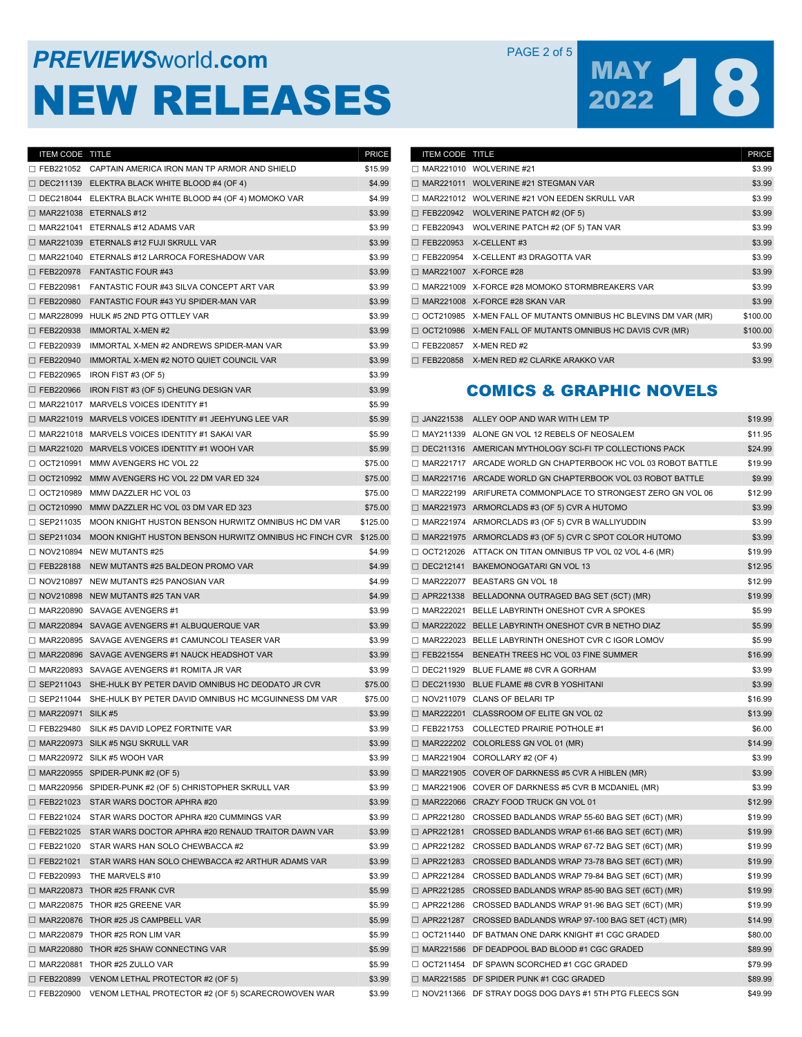# PREVIEWSworld.com NEW RELEASES

## MAY 18 2022

| ITEM CODE | TITLE | PRICE |
|---|---|---|
| ☐ FEB221052 | CAPTAIN AMERICA IRON MAN TP ARMOR AND SHIELD | $15.99 |
| ☐ DEC211139 | ELEKTRA BLACK WHITE BLOOD #4 (OF 4) | $4.99 |
| ☐ DEC218044 | ELEKTRA BLACK WHITE BLOOD #4 (OF 4) MOMOKO VAR | $4.99 |
| ☐ MAR221038 | ETERNALS #12 | $3.99 |
| ☐ MAR221041 | ETERNALS #12 ADAMS VAR | $3.99 |
| ☐ MAR221039 | ETERNALS #12 FUJI SKRULL VAR | $3.99 |
| ☐ MAR221040 | ETERNALS #12 LARROCA FORESHADOW VAR | $3.99 |
| ☐ FEB220978 | FANTASTIC FOUR #43 | $3.99 |
| ☐ FEB220981 | FANTASTIC FOUR #43 SILVA CONCEPT ART VAR | $3.99 |
| ☐ FEB220980 | FANTASTIC FOUR #43 YU SPIDER-MAN VAR | $3.99 |
| ☐ MAR228099 | HULK #5 2ND PTG OTTLEY VAR | $3.99 |
| ☐ FEB220938 | IMMORTAL X-MEN #2 | $3.99 |
| ☐ FEB220939 | IMMORTAL X-MEN #2 ANDREWS SPIDER-MAN VAR | $3.99 |
| ☐ FEB220940 | IMMORTAL X-MEN #2 NOTO QUIET COUNCIL VAR | $3.99 |
| ☐ FEB220965 | IRON FIST #3 (OF 5) | $3.99 |
| ☐ FEB220966 | IRON FIST #3 (OF 5) CHEUNG DESIGN VAR | $3.99 |
| ☐ MAR221017 | MARVELS VOICES IDENTITY #1 | $5.99 |
| ☐ MAR221019 | MARVELS VOICES IDENTITY #1 JEEHYUNG LEE VAR | $5.99 |
| ☐ MAR221018 | MARVELS VOICES IDENTITY #1 SAKAI VAR | $5.99 |
| ☐ MAR221020 | MARVELS VOICES IDENTITY #1 WOOH VAR | $5.99 |
| ☐ OCT210991 | MMW AVENGERS HC VOL 22 | $75.00 |
| ☐ OCT210992 | MMW AVENGERS HC VOL 22 DM VAR ED 324 | $75.00 |
| ☐ OCT210989 | MMW DAZZLER HC VOL 03 | $75.00 |
| ☐ OCT210990 | MMW DAZZLER HC VOL 03 DM VAR ED 323 | $75.00 |
| ☐ SEP211035 | MOON KNIGHT HUSTON BENSON HURWITZ OMNIBUS HC DM VAR | $125.00 |
| ☐ SEP211034 | MOON KNIGHT HUSTON BENSON HURWITZ OMNIBUS HC FINCH CVR | $125.00 |
| ☐ NOV210894 | NEW MUTANTS #25 | $4.99 |
| ☐ FEB228188 | NEW MUTANTS #25 BALDEON PROMO VAR | $4.99 |
| ☐ NOV210897 | NEW MUTANTS #25 PANOSIAN VAR | $4.99 |
| ☐ NOV210898 | NEW MUTANTS #25 TAN VAR | $4.99 |
| ☐ MAR220890 | SAVAGE AVENGERS #1 | $3.99 |
| ☐ MAR220894 | SAVAGE AVENGERS #1 ALBUQUERQUE VAR | $3.99 |
| ☐ MAR220895 | SAVAGE AVENGERS #1 CAMUNCOLI TEASER VAR | $3.99 |
| ☐ MAR220896 | SAVAGE AVENGERS #1 NAUCK HEADSHOT VAR | $3.99 |
| ☐ MAR220893 | SAVAGE AVENGERS #1 ROMITA JR VAR | $3.99 |
| ☐ SEP211043 | SHE-HULK BY PETER DAVID OMNIBUS HC DEODATO JR CVR | $75.00 |
| ☐ SEP211044 | SHE-HULK BY PETER DAVID OMNIBUS HC MCGUINNESS DM VAR | $75.00 |
| ☐ MAR220971 | SILK #5 | $3.99 |
| ☐ FEB229480 | SILK #5 DAVID LOPEZ FORTNITE VAR | $3.99 |
| ☐ MAR220973 | SILK #5 NGU SKRULL VAR | $3.99 |
| ☐ MAR220972 | SILK #5 WOOH VAR | $3.99 |
| ☐ MAR220955 | SPIDER-PUNK #2 (OF 5) | $3.99 |
| ☐ MAR220956 | SPIDER-PUNK #2 (OF 5) CHRISTOPHER SKRULL VAR | $3.99 |
| ☐ FEB221023 | STAR WARS DOCTOR APHRA #20 | $3.99 |
| ☐ FEB221024 | STAR WARS DOCTOR APHRA #20 CUMMINGS VAR | $3.99 |
| ☐ FEB221025 | STAR WARS DOCTOR APHRA #20 RENAUD TRAITOR DAWN VAR | $3.99 |
| ☐ FEB221020 | STAR WARS HAN SOLO CHEWBACCA #2 | $3.99 |
| ☐ FEB221021 | STAR WARS HAN SOLO CHEWBACCA #2 ARTHUR ADAMS VAR | $3.99 |
| ☐ FEB220993 | THE MARVELS #10 | $3.99 |
| ☐ MAR220873 | THOR #25 FRANK CVR | $5.99 |
| ☐ MAR220875 | THOR #25 GREENE VAR | $5.99 |
| ☐ MAR220876 | THOR #25 JS CAMPBELL VAR | $5.99 |
| ☐ MAR220879 | THOR #25 RON LIM VAR | $5.99 |
| ☐ MAR220880 | THOR #25 SHAW CONNECTING VAR | $5.99 |
| ☐ MAR220881 | THOR #25 ZULLO VAR | $5.99 |
| ☐ FEB220899 | VENOM LETHAL PROTECTOR #2 (OF 5) | $3.99 |
| ☐ FEB220900 | VENOM LETHAL PROTECTOR #2 (OF 5) SCARECROWOVEN WAR | $3.99 |
| ☐ MAR221010 | WOLVERINE #21 | $3.99 |
| ☐ MAR221011 | WOLVERINE #21 STEGMAN VAR | $3.99 |
| ☐ MAR221012 | WOLVERINE #21 VON EEDEN SKRULL VAR | $3.99 |
| ☐ FEB220942 | WOLVERINE PATCH #2 (OF 5) | $3.99 |
| ☐ FEB220943 | WOLVERINE PATCH #2 (OF 5) TAN VAR | $3.99 |
| ☐ FEB220953 | X-CELLENT #3 | $3.99 |
| ☐ FEB220954 | X-CELLENT #3 DRAGOTTA VAR | $3.99 |
| ☐ MAR221007 | X-FORCE #28 | $3.99 |
| ☐ MAR221009 | X-FORCE #28 MOMOKO STORMBREAKERS VAR | $3.99 |
| ☐ MAR221008 | X-FORCE #28 SKAN VAR | $3.99 |
| ☐ OCT210985 | X-MEN FALL OF MUTANTS OMNIBUS HC BLEVINS DM VAR (MR) | $100.00 |
| ☐ OCT210986 | X-MEN FALL OF MUTANTS OMNIBUS HC DAVIS CVR (MR) | $100.00 |
| ☐ FEB220857 | X-MEN RED #2 | $3.99 |
| ☐ FEB220858 | X-MEN RED #2 CLARKE ARAKKO VAR | $3.99 |

## COMICS & GRAPHIC NOVELS

| ITEM CODE | TITLE | PRICE |
|---|---|---|
| ☐ JAN221538 | ALLEY OOP AND WAR WITH LEM TP | $19.99 |
| ☐ MAY211339 | ALONE GN VOL 12 REBELS OF NEOSALEM | $11.95 |
| ☐ DEC211316 | AMERICAN MYTHOLOGY SCI-FI TP COLLECTIONS PACK | $24.99 |
| ☐ MAR221717 | ARCADE WORLD GN CHAPTERBOOK HC VOL 03 ROBOT BATTLE | $19.99 |
| ☐ MAR221716 | ARCADE WORLD GN CHAPTERBOOK VOL 03 ROBOT BATTLE | $9.99 |
| ☐ MAR222199 | ARIFURETA COMMONPLACE TO STRONGEST ZERO GN VOL 06 | $12.99 |
| ☐ MAR221973 | ARMORCLADS #3 (OF 5) CVR A HUTOMO | $3.99 |
| ☐ MAR221974 | ARMORCLADS #3 (OF 5) CVR B WALLIYUDDIN | $3.99 |
| ☐ MAR221975 | ARMORCLADS #3 (OF 5) CVR C SPOT COLOR HUTOMO | $3.99 |
| ☐ OCT212026 | ATTACK ON TITAN OMNIBUS TP VOL 02 VOL 4-6 (MR) | $19.99 |
| ☐ DEC212141 | BAKEMONOGATARI GN VOL 13 | $12.95 |
| ☐ MAR222077 | BEASTARS GN VOL 18 | $12.99 |
| ☐ APR221338 | BELLADONNA OUTRAGED BAG SET (5CT) (MR) | $19.99 |
| ☐ MAR222021 | BELLE LABYRINTH ONESHOT CVR A SPOKES | $5.99 |
| ☐ MAR222022 | BELLE LABYRINTH ONESHOT CVR B NETHO DIAZ | $5.99 |
| ☐ MAR222023 | BELLE LABYRINTH ONESHOT CVR C IGOR LOMOV | $5.99 |
| ☐ FEB221554 | BENEATH TREES HC VOL 03 FINE SUMMER | $16.99 |
| ☐ DEC211929 | BLUE FLAME #8 CVR A GORHAM | $3.99 |
| ☐ DEC211930 | BLUE FLAME #8 CVR B YOSHITANI | $3.99 |
| ☐ NOV211079 | CLANS OF BELARI TP | $16.99 |
| ☐ MAR222201 | CLASSROOM OF ELITE GN VOL 02 | $13.99 |
| ☐ FEB221753 | COLLECTED PRAIRIE POTHOLE #1 | $6.00 |
| ☐ MAR222202 | COLORLESS GN VOL 01 (MR) | $14.99 |
| ☐ MAR221904 | COROLLARY #2 (OF 4) | $3.99 |
| ☐ MAR221905 | COVER OF DARKNESS #5 CVR A HIBLEN (MR) | $3.99 |
| ☐ MAR221906 | COVER OF DARKNESS #5 CVR B MCDANIEL (MR) | $3.99 |
| ☐ MAR222066 | CRAZY FOOD TRUCK GN VOL 01 | $12.99 |
| ☐ APR221280 | CROSSED BADLANDS WRAP 55-60 BAG SET (6CT) (MR) | $19.99 |
| ☐ APR221281 | CROSSED BADLANDS WRAP 61-66 BAG SET (6CT) (MR) | $19.99 |
| ☐ APR221282 | CROSSED BADLANDS WRAP 67-72 BAG SET (6CT) (MR) | $19.99 |
| ☐ APR221283 | CROSSED BADLANDS WRAP 73-78 BAG SET (6CT) (MR) | $19.99 |
| ☐ APR221284 | CROSSED BADLANDS WRAP 79-84 BAG SET (6CT) (MR) | $19.99 |
| ☐ APR221285 | CROSSED BADLANDS WRAP 85-90 BAG SET (6CT) (MR) | $19.99 |
| ☐ APR221286 | CROSSED BADLANDS WRAP 91-96 BAG SET (6CT) (MR) | $19.99 |
| ☐ APR221287 | CROSSED BADLANDS WRAP 97-100 BAG SET (4CT) (MR) | $14.99 |
| ☐ OCT211440 | DF BATMAN ONE DARK KNIGHT #1 CGC GRADED | $80.00 |
| ☐ MAR221586 | DF DEADPOOL BAD BLOOD #1 CGC GRADED | $89.99 |
| ☐ OCT211454 | DF SPAWN SCORCHED #1 CGC GRADED | $79.99 |
| ☐ MAR221585 | DF SPIDER PUNK #1 CGC GRADED | $89.99 |
| ☐ NOV211366 | DF STRAY DOGS DOG DAYS #1 5TH PTG FLEECS SGN | $49.99 |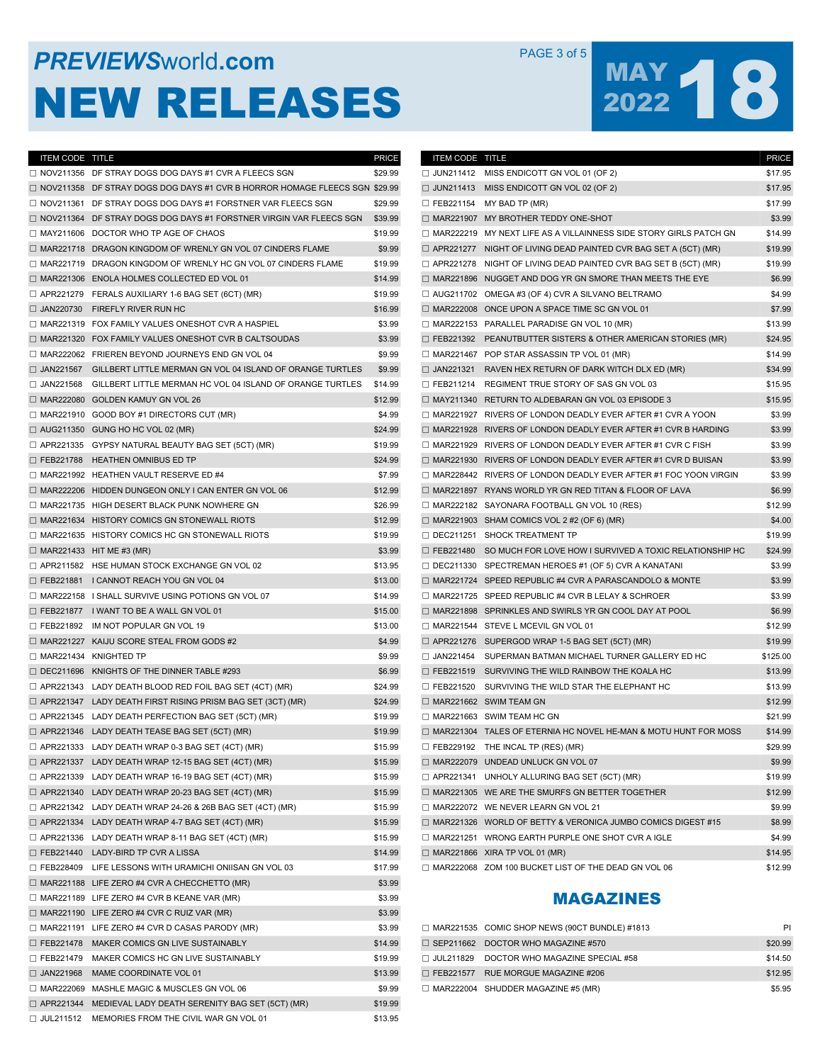# PREVIEWSworld.com NEW RELEASES

MAY 2022 18

| ITEM CODE | TITLE | PRICE |
|---|---|---|
| ☐ NOV211356 | DF STRAY DOGS DOG DAYS #1 CVR A FLEECS SGN | $29.99 |
| ☐ NOV211358 | DF STRAY DOGS DOG DAYS #1 CVR B HORROR HOMAGE FLEECS SGN | $29.99 |
| ☐ NOV211361 | DF STRAY DOGS DOG DAYS #1 FORSTNER VAR FLEECS SGN | $29.99 |
| ☐ NOV211364 | DF STRAY DOGS DOG DAYS #1 FORSTNER VIRGIN VAR FLEECS SGN | $39.99 |
| ☐ MAY211606 | DOCTOR WHO TP AGE OF CHAOS | $19.99 |
| ☐ MAR221718 | DRAGON KINGDOM OF WRENLY GN VOL 07 CINDERS FLAME | $9.99 |
| ☐ MAR221719 | DRAGON KINGDOM OF WRENLY HC GN VOL 07 CINDERS FLAME | $19.99 |
| ☐ MAR221306 | ENOLA HOLMES COLLECTED ED VOL 01 | $14.99 |
| ☐ APR221279 | FERALS AUXILIARY 1-6 BAG SET (6CT) (MR) | $19.99 |
| ☐ JAN220730 | FIREFLY RIVER RUN HC | $16.99 |
| ☐ MAR221319 | FOX FAMILY VALUES ONESHOT CVR A HASPIEL | $3.99 |
| ☐ MAR221320 | FOX FAMILY VALUES ONESHOT CVR B CALTSOUDAS | $3.99 |
| ☐ MAR222062 | FRIEREN BEYOND JOURNEYS END GN VOL 04 | $9.99 |
| ☐ JAN221567 | GILLBERT LITTLE MERMAN GN VOL 04 ISLAND OF ORANGE TURTLES | $9.99 |
| ☐ JAN221568 | GILLBERT LITTLE MERMAN HC VOL 04 ISLAND OF ORANGE TURTLES | $14.99 |
| ☐ MAR222080 | GOLDEN KAMUY GN VOL 26 | $12.99 |
| ☐ MAR221910 | GOOD BOY #1 DIRECTORS CUT (MR) | $4.99 |
| ☐ AUG211350 | GUNG HO HC VOL 02 (MR) | $24.99 |
| ☐ APR221335 | GYPSY NATURAL BEAUTY BAG SET (5CT) (MR) | $19.99 |
| ☐ FEB221788 | HEATHEN OMNIBUS ED TP | $24.99 |
| ☐ MAR221992 | HEATHEN VAULT RESERVE ED #4 | $7.99 |
| ☐ MAR222206 | HIDDEN DUNGEON ONLY I CAN ENTER GN VOL 06 | $12.99 |
| ☐ MAR221735 | HIGH DESERT BLACK PUNK NOWHERE GN | $26.99 |
| ☐ MAR221634 | HISTORY COMICS GN STONEWALL RIOTS | $12.99 |
| ☐ MAR221635 | HISTORY COMICS HC GN STONEWALL RIOTS | $19.99 |
| ☐ MAR221433 | HIT ME #3 (MR) | $3.99 |
| ☐ APR211582 | HSE HUMAN STOCK EXCHANGE GN VOL 02 | $13.95 |
| ☐ FEB221881 | I CANNOT REACH YOU GN VOL 04 | $13.00 |
| ☐ MAR222158 | I SHALL SURVIVE USING POTIONS GN VOL 07 | $14.99 |
| ☐ FEB221877 | I WANT TO BE A WALL GN VOL 01 | $15.00 |
| ☐ FEB221892 | IM NOT POPULAR GN VOL 19 | $13.00 |
| ☐ MAR221227 | KAIJU SCORE STEAL FROM GODS #2 | $4.99 |
| ☐ MAR221434 | KNIGHTED TP | $9.99 |
| ☐ DEC211696 | KNIGHTS OF THE DINNER TABLE #293 | $6.99 |
| ☐ APR221343 | LADY DEATH BLOOD RED FOIL BAG SET (4CT) (MR) | $24.99 |
| ☐ APR221347 | LADY DEATH FIRST RISING PRISM BAG SET (3CT) (MR) | $24.99 |
| ☐ APR221345 | LADY DEATH PERFECTION BAG SET (5CT) (MR) | $19.99 |
| ☐ APR221346 | LADY DEATH TEASE BAG SET (5CT) (MR) | $19.99 |
| ☐ APR221333 | LADY DEATH WRAP 0-3 BAG SET (4CT) (MR) | $15.99 |
| ☐ APR221337 | LADY DEATH WRAP 12-15 BAG SET (4CT) (MR) | $15.99 |
| ☐ APR221339 | LADY DEATH WRAP 16-19 BAG SET (4CT) (MR) | $15.99 |
| ☐ APR221340 | LADY DEATH WRAP 20-23 BAG SET (4CT) (MR) | $15.99 |
| ☐ APR221342 | LADY DEATH WRAP 24-26 & 26B BAG SET (4CT) (MR) | $15.99 |
| ☐ APR221334 | LADY DEATH WRAP 4-7 BAG SET (4CT) (MR) | $15.99 |
| ☐ APR221336 | LADY DEATH WRAP 8-11 BAG SET (4CT) (MR) | $15.99 |
| ☐ FEB221440 | LADY-BIRD TP CVR A LISSA | $14.99 |
| ☐ FEB228409 | LIFE LESSONS WITH URAMICHI ONIISAN GN VOL 03 | $17.99 |
| ☐ MAR221188 | LIFE ZERO #4 CVR A CHECCHETTO (MR) | $3.99 |
| ☐ MAR221189 | LIFE ZERO #4 CVR B KEANE VAR (MR) | $3.99 |
| ☐ MAR221190 | LIFE ZERO #4 CVR C RUIZ VAR (MR) | $3.99 |
| ☐ MAR221191 | LIFE ZERO #4 CVR D CASAS PARODY (MR) | $3.99 |
| ☐ FEB221478 | MAKER COMICS GN LIVE SUSTAINABLY | $14.99 |
| ☐ FEB221479 | MAKER COMICS HC GN LIVE SUSTAINABLY | $19.99 |
| ☐ JAN221968 | MAME COORDINATE VOL 01 | $13.99 |
| ☐ MAR222069 | MASHLE MAGIC & MUSCLES GN VOL 06 | $9.99 |
| ☐ APR221344 | MEDIEVAL LADY DEATH SERENITY BAG SET (5CT) (MR) | $19.99 |
| ☐ JUL211512 | MEMORIES FROM THE CIVIL WAR GN VOL 01 | $13.95 |
| ☐ JUN211412 | MISS ENDICOTT GN VOL 01 (OF 2) | $17.95 |
| ☐ JUN211413 | MISS ENDICOTT GN VOL 02 (OF 2) | $17.95 |
| ☐ FEB221154 | MY BAD TP (MR) | $17.99 |
| ☐ MAR221907 | MY BROTHER TEDDY ONE-SHOT | $3.99 |
| ☐ MAR222219 | MY NEXT LIFE AS A VILLAINNESS SIDE STORY GIRLS PATCH GN | $14.99 |
| ☐ APR221277 | NIGHT OF LIVING DEAD PAINTED CVR BAG SET A (5CT) (MR) | $19.99 |
| ☐ APR221278 | NIGHT OF LIVING DEAD PAINTED CVR BAG SET B (5CT) (MR) | $19.99 |
| ☐ MAR221896 | NUGGET AND DOG YR GN SMORE THAN MEETS THE EYE | $6.99 |
| ☐ AUG211702 | OMEGA #3 (OF 4) CVR A SILVANO BELTRAMO | $4.99 |
| ☐ MAR222008 | ONCE UPON A SPACE TIME SC GN VOL 01 | $7.99 |
| ☐ MAR222153 | PARALLEL PARADISE GN VOL 10 (MR) | $13.99 |
| ☐ FEB221392 | PEANUTBUTTER SISTERS & OTHER AMERICAN STORIES (MR) | $24.95 |
| ☐ MAR221467 | POP STAR ASSASSIN TP VOL 01 (MR) | $14.99 |
| ☐ JAN221321 | RAVEN HEX RETURN OF DARK WITCH DLX ED (MR) | $34.99 |
| ☐ FEB211214 | REGIMENT TRUE STORY OF SAS GN VOL 03 | $15.95 |
| ☐ MAY211340 | RETURN TO ALDEBARAN GN VOL 03 EPISODE 3 | $15.95 |
| ☐ MAR221927 | RIVERS OF LONDON DEADLY EVER AFTER #1 CVR A YOON | $3.99 |
| ☐ MAR221928 | RIVERS OF LONDON DEADLY EVER AFTER #1 CVR B HARDING | $3.99 |
| ☐ MAR221929 | RIVERS OF LONDON DEADLY EVER AFTER #1 CVR C FISH | $3.99 |
| ☐ MAR221930 | RIVERS OF LONDON DEADLY EVER AFTER #1 CVR D BUISAN | $3.99 |
| ☐ MAR228442 | RIVERS OF LONDON DEADLY EVER AFTER #1 FOC YOON VIRGIN | $3.99 |
| ☐ MAR221897 | RYANS WORLD YR GN RED TITAN & FLOOR OF LAVA | $6.99 |
| ☐ MAR222182 | SAYONARA FOOTBALL GN VOL 10 (RES) | $12.99 |
| ☐ MAR221903 | SHAM COMICS VOL 2 #2 (OF 6) (MR) | $4.00 |
| ☐ DEC211251 | SHOCK TREATMENT TP | $19.99 |
| ☐ FEB221480 | SO MUCH FOR LOVE HOW I SURVIVED A TOXIC RELATIONSHIP HC | $24.99 |
| ☐ DEC211330 | SPECTREMAN HEROES #1 (OF 5) CVR A KANATANI | $3.99 |
| ☐ MAR221724 | SPEED REPUBLIC #4 CVR A PARASCANDOLO & MONTE | $3.99 |
| ☐ MAR221725 | SPEED REPUBLIC #4 CVR B LELAY & SCHROER | $3.99 |
| ☐ MAR221898 | SPRINKLES AND SWIRLS YR GN COOL DAY AT POOL | $6.99 |
| ☐ MAR221544 | STEVE L MCEVIL GN VOL 01 | $12.99 |
| ☐ APR221276 | SUPERGOD WRAP 1-5 BAG SET (5CT) (MR) | $19.99 |
| ☐ JAN221454 | SUPERMAN BATMAN MICHAEL TURNER GALLERY ED HC | $125.00 |
| ☐ FEB221519 | SURVIVING THE WILD RAINBOW THE KOALA HC | $13.99 |
| ☐ FEB221520 | SURVIVING THE WILD STAR THE ELEPHANT HC | $13.99 |
| ☐ MAR221662 | SWIM TEAM GN | $12.99 |
| ☐ MAR221663 | SWIM TEAM HC GN | $21.99 |
| ☐ MAR221304 | TALES OF ETERNIA HC NOVEL HE-MAN & MOTU HUNT FOR MOSS | $14.99 |
| ☐ FEB229192 | THE INCAL TP (RES) (MR) | $29.99 |
| ☐ MAR222079 | UNDEAD UNLUCK GN VOL 07 | $9.99 |
| ☐ APR221341 | UNHOLY ALLURING BAG SET (5CT) (MR) | $19.99 |
| ☐ MAR221305 | WE ARE THE SMURFS GN BETTER TOGETHER | $12.99 |
| ☐ MAR222072 | WE NEVER LEARN GN VOL 21 | $9.99 |
| ☐ MAR221326 | WORLD OF BETTY & VERONICA JUMBO COMICS DIGEST #15 | $8.99 |
| ☐ MAR221251 | WRONG EARTH PURPLE ONE SHOT CVR A IGLE | $4.99 |
| ☐ MAR221866 | XIRA TP VOL 01 (MR) | $14.95 |
| ☐ MAR222068 | ZOM 100 BUCKET LIST OF THE DEAD GN VOL 06 | $12.99 |

## MAGAZINES

| ITEM CODE | TITLE | PRICE |
|---|---|---|
| ☐ MAR221535 | COMIC SHOP NEWS (90CT BUNDLE) #1813 | PI |
| ☐ SEP211662 | DOCTOR WHO MAGAZINE #570 | $20.99 |
| ☐ JUL211829 | DOCTOR WHO MAGAZINE SPECIAL #58 | $14.50 |
| ☐ FEB221577 | RUE MORGUE MAGAZINE #206 | $12.95 |
| ☐ MAR222004 | SHUDDER MAGAZINE #5 (MR) | $5.95 |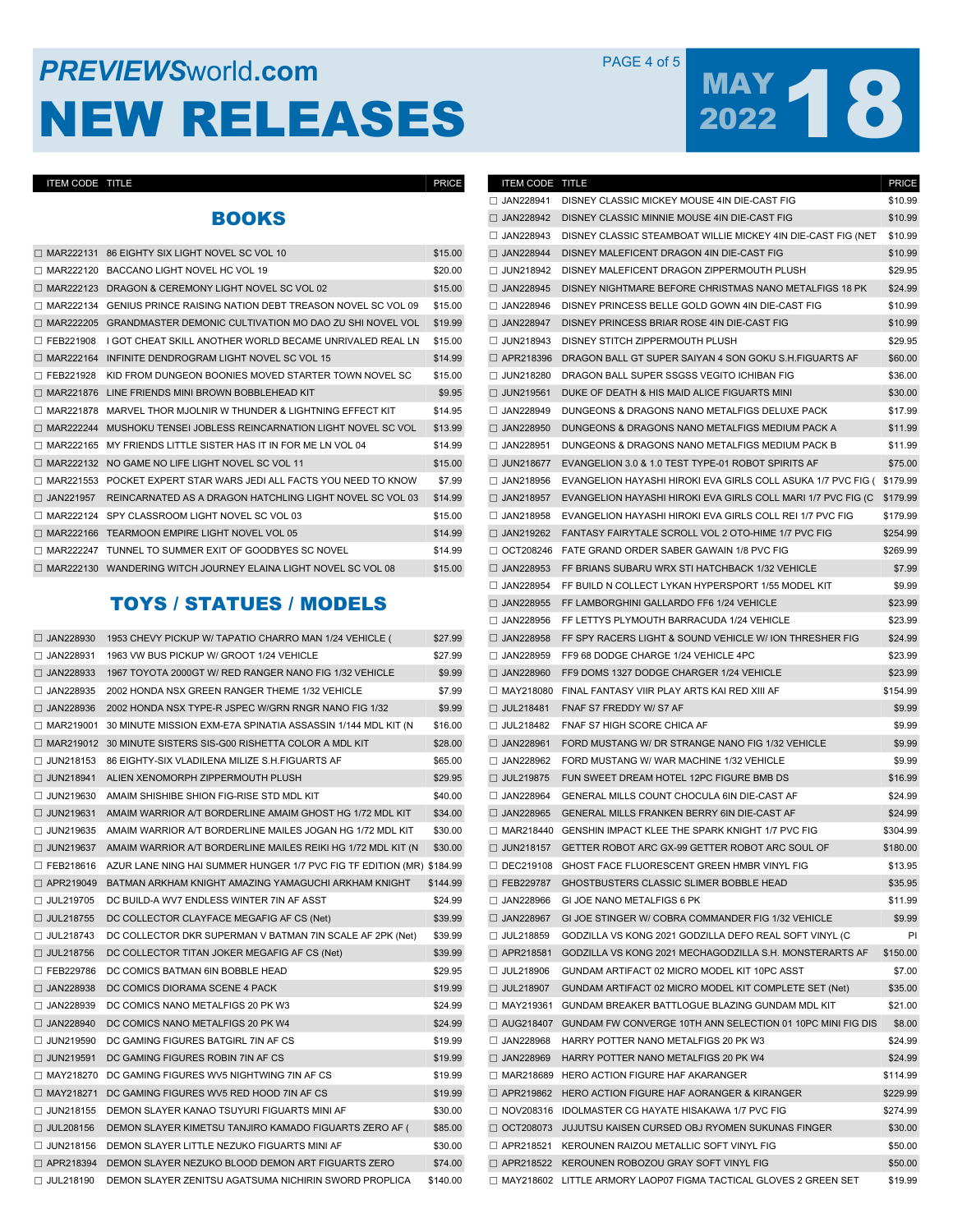# PREVIEWSworld.com

# NEW RELEASES

MAY 2022 18

## BOOKS

| ITEM CODE | TITLE | PRICE |
|---|---|---|
| ☐ MAR222131 | 86 EIGHTY SIX LIGHT NOVEL SC VOL 10 | $15.00 |
| ☐ MAR222120 | BACCANO LIGHT NOVEL HC VOL 19 | $20.00 |
| ☐ MAR222123 | DRAGON & CEREMONY LIGHT NOVEL SC VOL 02 | $15.00 |
| ☐ MAR222134 | GENIUS PRINCE RAISING NATION DEBT TREASON NOVEL SC VOL 09 | $15.00 |
| ☐ MAR222205 | GRANDMASTER DEMONIC CULTIVATION MO DAO ZU SHI NOVEL VOL | $19.99 |
| ☐ FEB221908 | I GOT CHEAT SKILL ANOTHER WORLD BECAME UNRIVALED REAL LN | $15.00 |
| ☐ MAR222164 | INFINITE DENDROGRAM LIGHT NOVEL SC VOL 15 | $14.99 |
| ☐ FEB221928 | KID FROM DUNGEON BOONIES MOVED STARTER TOWN NOVEL SC | $15.00 |
| ☐ MAR221876 | LINE FRIENDS MINI BROWN BOBBLEHEAD KIT | $9.95 |
| ☐ MAR221878 | MARVEL THOR MJOLNIR W THUNDER & LIGHTNING EFFECT KIT | $14.95 |
| ☐ MAR222244 | MUSHOKU TENSEI JOBLESS REINCARNATION LIGHT NOVEL SC VOL | $13.99 |
| ☐ MAR222165 | MY FRIENDS LITTLE SISTER HAS IT IN FOR ME LN VOL 04 | $14.99 |
| ☐ MAR222132 | NO GAME NO LIFE LIGHT NOVEL SC VOL 11 | $15.00 |
| ☐ MAR221553 | POCKET EXPERT STAR WARS JEDI ALL FACTS YOU NEED TO KNOW | $7.99 |
| ☐ JAN221957 | REINCARNATED AS A DRAGON HATCHLING LIGHT NOVEL SC VOL 03 | $14.99 |
| ☐ MAR222124 | SPY CLASSROOM LIGHT NOVEL SC VOL 03 | $15.00 |
| ☐ MAR222166 | TEARMOON EMPIRE LIGHT NOVEL VOL 05 | $14.99 |
| ☐ MAR222247 | TUNNEL TO SUMMER EXIT OF GOODBYES SC NOVEL | $14.99 |
| ☐ MAR222130 | WANDERING WITCH JOURNEY ELAINA LIGHT NOVEL SC VOL 08 | $15.00 |

## TOYS / STATUES / MODELS

| ITEM CODE | TITLE | PRICE |
|---|---|---|
| ☐ JAN228930 | 1953 CHEVY PICKUP W/ TAPATIO CHARRO MAN 1/24 VEHICLE ( | $27.99 |
| ☐ JAN228931 | 1963 VW BUS PICKUP W/ GROOT 1/24 VEHICLE | $27.99 |
| ☐ JAN228933 | 1967 TOYOTA 2000GT W/ RED RANGER NANO FIG 1/32 VEHICLE | $9.99 |
| ☐ JAN228935 | 2002 HONDA NSX GREEN RANGER THEME 1/32 VEHICLE | $7.99 |
| ☐ JAN228936 | 2002 HONDA NSX TYPE-R JSPEC W/GRN RNGR NANO FIG 1/32 | $9.99 |
| ☐ MAR219001 | 30 MINUTE MISSION EXM-E7A SPINATIA ASSASSIN 1/144 MDL KIT (N | $16.00 |
| ☐ MAR219012 | 30 MINUTE SISTERS SIS-G00 RISHETTA COLOR A MDL KIT | $28.00 |
| ☐ JUN218153 | 86 EIGHTY-SIX VLADILENA MILIZE S.H.FIGUARTS AF | $65.00 |
| ☐ JUN218941 | ALIEN XENOMORPH ZIPPERMOUTH PLUSH | $29.95 |
| ☐ JUN219630 | AMAIM SHISHIBE SHION FIG-RISE STD MDL KIT | $40.00 |
| ☐ JUN219631 | AMAIM WARRIOR A/T BORDERLINE AMAIM GHOST HG 1/72 MDL KIT | $34.00 |
| ☐ JUN219635 | AMAIM WARRIOR A/T BORDERLINE MAILES JOGAN HG 1/72 MDL KIT | $30.00 |
| ☐ JUN219637 | AMAIM WARRIOR A/T BORDERLINE MAILES REIKI HG 1/72 MDL KIT (N | $30.00 |
| ☐ FEB218616 | AZUR LANE NING HAI SUMMER HUNGER 1/7 PVC FIG TF EDITION (MR) | $184.99 |
| ☐ APR219049 | BATMAN ARKHAM KNIGHT AMAZING YAMAGUCHI ARKHAM KNIGHT | $144.99 |
| ☐ JUL219705 | DC BUILD-A WV7 ENDLESS WINTER 7IN AF ASST | $24.99 |
| ☐ JUL218755 | DC COLLECTOR CLAYFACE MEGAFIG AF CS (Net) | $39.99 |
| ☐ JUL218743 | DC COLLECTOR DKR SUPERMAN V BATMAN 7IN SCALE AF 2PK (Net) | $39.99 |
| ☐ JUL218756 | DC COLLECTOR TITAN JOKER MEGAFIG AF CS (Net) | $39.99 |
| ☐ FEB229786 | DC COMICS BATMAN 6IN BOBBLE HEAD | $29.95 |
| ☐ JAN228938 | DC COMICS DIORAMA SCENE 4 PACK | $19.99 |
| ☐ JAN228939 | DC COMICS NANO METALFIGS 20 PK W3 | $24.99 |
| ☐ JAN228940 | DC COMICS NANO METALFIGS 20 PK W4 | $24.99 |
| ☐ JUN219590 | DC GAMING FIGURES BATGIRL 7IN AF CS | $19.99 |
| ☐ JUN219591 | DC GAMING FIGURES ROBIN 7IN AF CS | $19.99 |
| ☐ MAY218270 | DC GAMING FIGURES WV5 NIGHTWING 7IN AF CS | $19.99 |
| ☐ MAY218271 | DC GAMING FIGURES WV5 RED HOOD 7IN AF CS | $19.99 |
| ☐ JUN218155 | DEMON SLAYER KANAO TSUYURI FIGUARTS MINI AF | $30.00 |
| ☐ JUL208156 | DEMON SLAYER KIMETSU TANJIRO KAMADO FIGUARTS ZERO AF ( | $85.00 |
| ☐ JUN218156 | DEMON SLAYER LITTLE NEZUKO FIGUARTS MINI AF | $30.00 |
| ☐ APR218394 | DEMON SLAYER NEZUKO BLOOD DEMON ART FIGUARTS ZERO | $74.00 |
| ☐ JUL218190 | DEMON SLAYER ZENITSU AGATSUMA NICHIRIN SWORD PROPLICA | $140.00 |
| ☐ JAN228941 | DISNEY CLASSIC MICKEY MOUSE 4IN DIE-CAST FIG | $10.99 |
| ☐ JAN228942 | DISNEY CLASSIC MINNIE MOUSE 4IN DIE-CAST FIG | $10.99 |
| ☐ JAN228943 | DISNEY CLASSIC STEAMBOAT WILLIE MICKEY 4IN DIE-CAST FIG (NET | $10.99 |
| ☐ JAN228944 | DISNEY MALEFICENT DRAGON 4IN DIE-CAST FIG | $10.99 |
| ☐ JUN218942 | DISNEY MALEFICENT DRAGON ZIPPERMOUTH PLUSH | $29.95 |
| ☐ JAN228945 | DISNEY NIGHTMARE BEFORE CHRISTMAS NANO METALFIGS 18 PK | $24.99 |
| ☐ JAN228946 | DISNEY PRINCESS BELLE GOLD GOWN 4IN DIE-CAST FIG | $10.99 |
| ☐ JAN228947 | DISNEY PRINCESS BRIAR ROSE 4IN DIE-CAST FIG | $10.99 |
| ☐ JUN218943 | DISNEY STITCH ZIPPERMOUTH PLUSH | $29.95 |
| ☐ APR218396 | DRAGON BALL GT SUPER SAIYAN 4 SON GOKU S.H.FIGUARTS AF | $60.00 |
| ☐ JUN218280 | DRAGON BALL SUPER SSGSS VEGITO ICHIBAN FIG | $36.00 |
| ☐ JUN219561 | DUKE OF DEATH & HIS MAID ALICE FIGUARTS MINI | $30.00 |
| ☐ JAN228949 | DUNGEONS & DRAGONS NANO METALFIGS DELUXE PACK | $17.99 |
| ☐ JAN228950 | DUNGEONS & DRAGONS NANO METALFIGS MEDIUM PACK A | $11.99 |
| ☐ JAN228951 | DUNGEONS & DRAGONS NANO METALFIGS MEDIUM PACK B | $11.99 |
| ☐ JUN218677 | EVANGELION 3.0 & 1.0 TEST TYPE-01 ROBOT SPIRITS AF | $75.00 |
| ☐ JAN218956 | EVANGELION HAYASHI HIROKI EVA GIRLS COLL ASUKA 1/7 PVC FIG ( | $179.99 |
| ☐ JAN218957 | EVANGELION HAYASHI HIROKI EVA GIRLS COLL MARI 1/7 PVC FIG (C | $179.99 |
| ☐ JAN218958 | EVANGELION HAYASHI HIROKI EVA GIRLS COLL REI 1/7 PVC FIG | $179.99 |
| ☐ JAN219262 | FANTASY FAIRYTALE SCROLL VOL 2 OTO-HIME 1/7 PVC FIG | $254.99 |
| ☐ OCT208246 | FATE GRAND ORDER SABER GAWAIN 1/8 PVC FIG | $269.99 |
| ☐ JAN228953 | FF BRIANS SUBARU WRX STI HATCHBACK 1/32 VEHICLE | $7.99 |
| ☐ JAN228954 | FF BUILD N COLLECT LYKAN HYPERSPORT 1/55 MODEL KIT | $9.99 |
| ☐ JAN228955 | FF LAMBORGHINI GALLARDO FF6 1/24 VEHICLE | $23.99 |
| ☐ JAN228956 | FF LETTYS PLYMOUTH BARRACUDA 1/24 VEHICLE | $23.99 |
| ☐ JAN228958 | FF SPY RACERS LIGHT & SOUND VEHICLE W/ ION THRESHER FIG | $24.99 |
| ☐ JAN228959 | FF9 68 DODGE CHARGE 1/24 VEHICLE 4PC | $23.99 |
| ☐ JAN228960 | FF9 DOMS 1327 DODGE CHARGER 1/24 VEHICLE | $23.99 |
| ☐ MAY218080 | FINAL FANTASY VIIR PLAY ARTS KAI RED XIII AF | $154.99 |
| ☐ JUL218481 | FNAF S7 FREDDY W/ S7 AF | $9.99 |
| ☐ JUL218482 | FNAF S7 HIGH SCORE CHICA AF | $9.99 |
| ☐ JAN228961 | FORD MUSTANG W/ DR STRANGE NANO FIG 1/32 VEHICLE | $9.99 |
| ☐ JAN228962 | FORD MUSTANG W/ WAR MACHINE 1/32 VEHICLE | $9.99 |
| ☐ JUL219875 | FUN SWEET DREAM HOTEL 12PC FIGURE BMB DS | $16.99 |
| ☐ JAN228964 | GENERAL MILLS COUNT CHOCULA 6IN DIE-CAST AF | $24.99 |
| ☐ JAN228965 | GENERAL MILLS FRANKEN BERRY 6IN DIE-CAST AF | $24.99 |
| ☐ MAR218440 | GENSHIN IMPACT KLEE THE SPARK KNIGHT 1/7 PVC FIG | $304.99 |
| ☐ JUN218157 | GETTER ROBOT ARC GX-99 GETTER ROBOT ARC SOUL OF | $180.00 |
| ☐ DEC219108 | GHOST FACE FLUORESCENT GREEN HMBR VINYL FIG | $13.95 |
| ☐ FEB229787 | GHOSTBUSTERS CLASSIC SLIMER BOBBLE HEAD | $35.95 |
| ☐ JAN228966 | GI JOE NANO METALFIGS 6 PK | $11.99 |
| ☐ JAN228967 | GI JOE STINGER W/ COBRA COMMANDER FIG 1/32 VEHICLE | $9.99 |
| ☐ JUL218859 | GODZILLA VS KONG 2021 GODZILLA DEFO REAL SOFT VINYL (C | PI |
| ☐ APR218581 | GODZILLA VS KONG 2021 MECHAGODZILLA S.H. MONSTERARTS AF | $150.00 |
| ☐ JUL218906 | GUNDAM ARTIFACT 02 MICRO MODEL KIT 10PC ASST | $7.00 |
| ☐ JUL218907 | GUNDAM ARTIFACT 02 MICRO MODEL KIT COMPLETE SET (Net) | $35.00 |
| ☐ MAY219361 | GUNDAM BREAKER BATTLOGUE BLAZING GUNDAM MDL KIT | $21.00 |
| ☐ AUG218407 | GUNDAM FW CONVERGE 10TH ANN SELECTION 01 10PC MINI FIG DIS | $8.00 |
| ☐ JAN228968 | HARRY POTTER NANO METALFIGS 20 PK W3 | $24.99 |
| ☐ JAN228969 | HARRY POTTER NANO METALFIGS 20 PK W4 | $24.99 |
| ☐ MAR218689 | HERO ACTION FIGURE HAF AKARANGER | $114.99 |
| ☐ APR219862 | HERO ACTION FIGURE HAF AORANGER & KIRANGER | $229.99 |
| ☐ NOV208316 | IDOLMASTER CG HAYATE HISAKAWA 1/7 PVC FIG | $274.99 |
| ☐ OCT208073 | JUJUTSU KAISEN CURSED OBJ RYOMEN SUKUNAS FINGER | $30.00 |
| ☐ APR218521 | KEROUNEN RAIZOU METALLIC SOFT VINYL FIG | $50.00 |
| ☐ APR218522 | KEROUNEN ROBOZOU GRAY SOFT VINYL FIG | $50.00 |
| ☐ MAY218602 | LITTLE ARMORY LAOP07 FIGMA TACTICAL GLOVES 2 GREEN SET | $19.99 |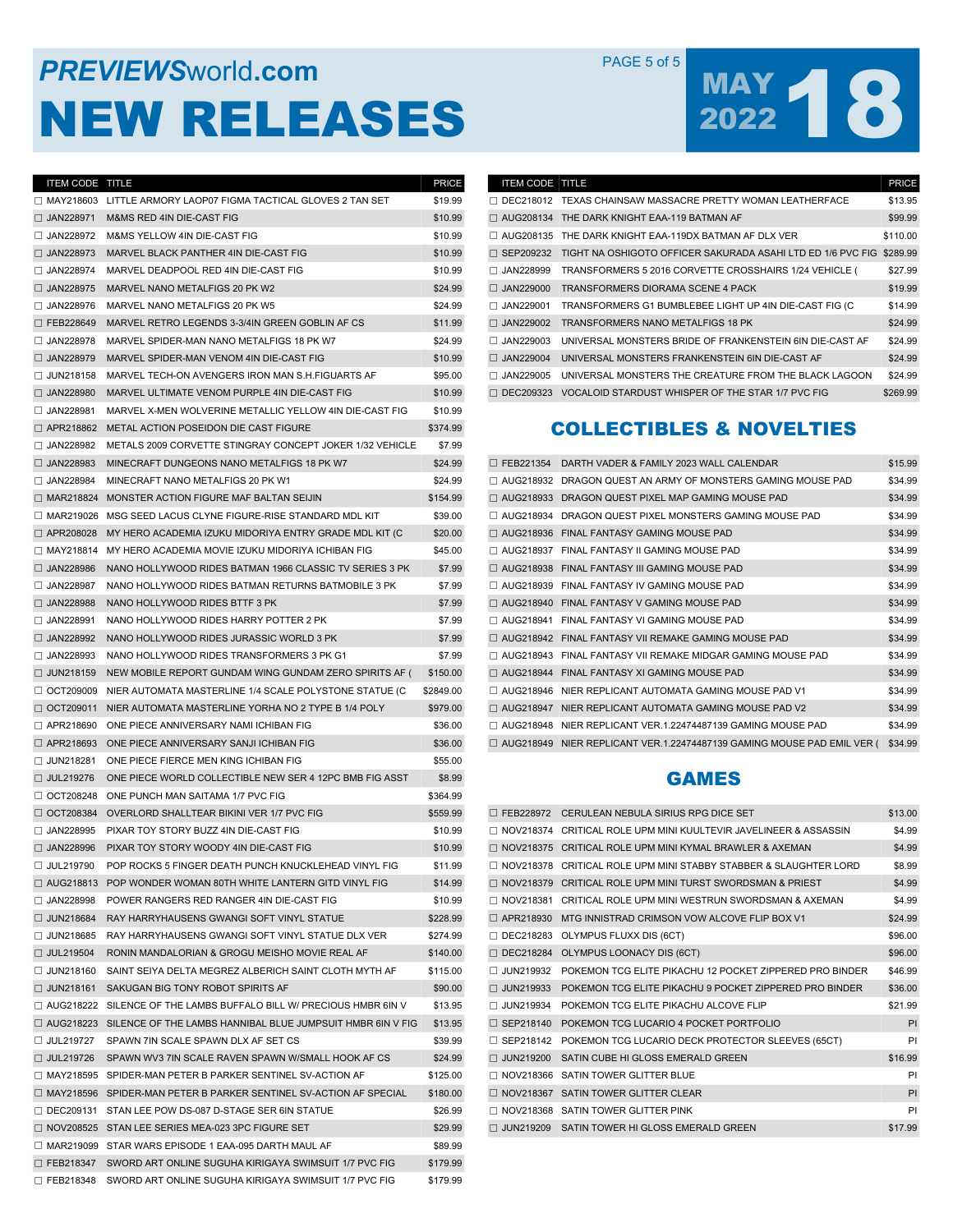# PREVIEWSworld.com NEW RELEASES

MAY 2022 18

| ITEM CODE | TITLE | PRICE |
|---|---|---|
| ☐ MAY218603 | LITTLE ARMORY LAOP07 FIGMA TACTICAL GLOVES 2 TAN SET | $19.99 |
| ☐ JAN228971 | M&MS RED 4IN DIE-CAST FIG | $10.99 |
| ☐ JAN228972 | M&MS YELLOW 4IN DIE-CAST FIG | $10.99 |
| ☐ JAN228973 | MARVEL BLACK PANTHER 4IN DIE-CAST FIG | $10.99 |
| ☐ JAN228974 | MARVEL DEADPOOL RED 4IN DIE-CAST FIG | $10.99 |
| ☐ JAN228975 | MARVEL NANO METALFIGS 20 PK W2 | $24.99 |
| ☐ JAN228976 | MARVEL NANO METALFIGS 20 PK W5 | $24.99 |
| ☐ FEB228649 | MARVEL RETRO LEGENDS 3-3/4IN GREEN GOBLIN AF CS | $11.99 |
| ☐ JAN228978 | MARVEL SPIDER-MAN NANO METALFIGS 18 PK W7 | $24.99 |
| ☐ JAN228979 | MARVEL SPIDER-MAN VENOM 4IN DIE-CAST FIG | $10.99 |
| ☐ JUN218158 | MARVEL TECH-ON AVENGERS IRON MAN S.H.FIGUARTS AF | $95.00 |
| ☐ JAN228980 | MARVEL ULTIMATE VENOM PURPLE 4IN DIE-CAST FIG | $10.99 |
| ☐ JAN228981 | MARVEL X-MEN WOLVERINE METALLIC YELLOW 4IN DIE-CAST FIG | $10.99 |
| ☐ APR218862 | METAL ACTION POSEIDON DIE CAST FIGURE | $374.99 |
| ☐ JAN228982 | METALS 2009 CORVETTE STINGRAY CONCEPT JOKER 1/32 VEHICLE | $7.99 |
| ☐ JAN228983 | MINECRAFT DUNGEONS NANO METALFIGS 18 PK W7 | $24.99 |
| ☐ JAN228984 | MINECRAFT NANO METALFIGS 20 PK W1 | $24.99 |
| ☐ MAR218824 | MONSTER ACTION FIGURE MAF BALTAN SEIJIN | $154.99 |
| ☐ MAR219026 | MSG SEED LACUS CLYNE FIGURE-RISE STANDARD MDL KIT | $39.00 |
| ☐ APR208028 | MY HERO ACADEMIA IZUKU MIDORIYA ENTRY GRADE MDL KIT (C | $20.00 |
| ☐ MAY218814 | MY HERO ACADEMIA MOVIE IZUKU MIDORIYA ICHIBAN FIG | $45.00 |
| ☐ JAN228986 | NANO HOLLYWOOD RIDES BATMAN 1966 CLASSIC TV SERIES 3 PK | $7.99 |
| ☐ JAN228987 | NANO HOLLYWOOD RIDES BATMAN RETURNS BATMOBILE 3 PK | $7.99 |
| ☐ JAN228988 | NANO HOLLYWOOD RIDES BTTF 3 PK | $7.99 |
| ☐ JAN228991 | NANO HOLLYWOOD RIDES HARRY POTTER 2 PK | $7.99 |
| ☐ JAN228992 | NANO HOLLYWOOD RIDES JURASSIC WORLD 3 PK | $7.99 |
| ☐ JAN228993 | NANO HOLLYWOOD RIDES TRANSFORMERS 3 PK G1 | $7.99 |
| ☐ JUN218159 | NEW MOBILE REPORT GUNDAM WING GUNDAM ZERO SPIRITS AF ( | $150.00 |
| ☐ OCT209009 | NIER AUTOMATA MASTERLINE 1/4 SCALE POLYSTONE STATUE (C | $2849.00 |
| ☐ OCT209011 | NIER AUTOMATA MASTERLINE YORHA NO 2 TYPE B 1/4 POLY | $979.00 |
| ☐ APR218690 | ONE PIECE ANNIVERSARY NAMI ICHIBAN FIG | $36.00 |
| ☐ APR218693 | ONE PIECE ANNIVERSARY SANJI ICHIBAN FIG | $36.00 |
| ☐ JUN218281 | ONE PIECE FIERCE MEN KING ICHIBAN FIG | $55.00 |
| ☐ JUL219276 | ONE PIECE WORLD COLLECTIBLE NEW SER 4 12PC BMB FIG ASST | $8.99 |
| ☐ OCT208248 | ONE PUNCH MAN SAITAMA 1/7 PVC FIG | $364.99 |
| ☐ OCT208384 | OVERLORD SHALLTEAR BIKINI VER 1/7 PVC FIG | $559.99 |
| ☐ JAN228995 | PIXAR TOY STORY BUZZ 4IN DIE-CAST FIG | $10.99 |
| ☐ JAN228996 | PIXAR TOY STORY WOODY 4IN DIE-CAST FIG | $10.99 |
| ☐ JUL219790 | POP ROCKS 5 FINGER DEATH PUNCH KNUCKLEHEAD VINYL FIG | $11.99 |
| ☐ AUG218813 | POP WONDER WOMAN 80TH WHITE LANTERN GITD VINYL FIG | $14.99 |
| ☐ JAN228998 | POWER RANGERS RED RANGER 4IN DIE-CAST FIG | $10.99 |
| ☐ JUN218684 | RAY HARRYHAUSENS GWANGI SOFT VINYL STATUE | $228.99 |
| ☐ JUN218685 | RAY HARRYHAUSENS GWANGI SOFT VINYL STATUE DLX VER | $274.99 |
| ☐ JUL219504 | RONIN MANDALORIAN & GROGU MEISHO MOVIE REAL AF | $140.00 |
| ☐ JUN218160 | SAINT SEIYA DELTA MEGREZ ALBERICH SAINT CLOTH MYTH AF | $115.00 |
| ☐ JUN218161 | SAKUGAN BIG TONY ROBOT SPIRITS AF | $90.00 |
| ☐ AUG218222 | SILENCE OF THE LAMBS BUFFALO BILL W/ PRECIOUS HMBR 6IN V | $13.95 |
| ☐ AUG218223 | SILENCE OF THE LAMBS HANNIBAL BLUE JUMPSUIT HMBR 6IN V FIG | $13.95 |
| ☐ JUL219727 | SPAWN 7IN SCALE SPAWN DLX AF SET CS | $39.99 |
| ☐ JUL219726 | SPAWN WV3 7IN SCALE RAVEN SPAWN W/SMALL HOOK AF CS | $24.99 |
| ☐ MAY218595 | SPIDER-MAN PETER B PARKER SENTINEL SV-ACTION AF | $125.00 |
| ☐ MAY218596 | SPIDER-MAN PETER B PARKER SENTINEL SV-ACTION AF SPECIAL | $180.00 |
| ☐ DEC209131 | STAN LEE POW DS-087 D-STAGE SER 6IN STATUE | $26.99 |
| ☐ NOV208525 | STAN LEE SERIES MEA-023 3PC FIGURE SET | $29.99 |
| ☐ MAR219099 | STAR WARS EPISODE 1 EAA-095 DARTH MAUL AF | $89.99 |
| ☐ FEB218347 | SWORD ART ONLINE SUGUHA KIRIGAYA SWIMSUIT 1/7 PVC FIG | $179.99 |
| ☐ FEB218348 | SWORD ART ONLINE SUGUHA KIRIGAYA SWIMSUIT 1/7 PVC FIG | $179.99 |
| ☐ DEC218012 | TEXAS CHAINSAW MASSACRE PRETTY WOMAN LEATHERFACE | $13.95 |
| ☐ AUG208134 | THE DARK KNIGHT EAA-119 BATMAN AF | $99.99 |
| ☐ AUG208135 | THE DARK KNIGHT EAA-119DX BATMAN AF DLX VER | $110.00 |
| ☐ SEP209232 | TIGHT NA OSHIGOTO OFFICER SAKURADA ASAHI LTD ED 1/6 PVC FIG | $289.99 |
| ☐ JAN228999 | TRANSFORMERS 5 2016 CORVETTE CROSSHAIRS 1/24 VEHICLE ( | $27.99 |
| ☐ JAN229000 | TRANSFORMERS DIORAMA SCENE 4 PACK | $19.99 |
| ☐ JAN229001 | TRANSFORMERS G1 BUMBLEBEE LIGHT UP 4IN DIE-CAST FIG (C | $14.99 |
| ☐ JAN229002 | TRANSFORMERS NANO METALFIGS 18 PK | $24.99 |
| ☐ JAN229003 | UNIVERSAL MONSTERS BRIDE OF FRANKENSTEIN 6IN DIE-CAST AF | $24.99 |
| ☐ JAN229004 | UNIVERSAL MONSTERS FRANKENSTEIN 6IN DIE-CAST AF | $24.99 |
| ☐ JAN229005 | UNIVERSAL MONSTERS THE CREATURE FROM THE BLACK LAGOON | $24.99 |
| ☐ DEC209323 | VOCALOID STARDUST WHISPER OF THE STAR 1/7 PVC FIG | $269.99 |

## COLLECTIBLES & NOVELTIES

| ITEM CODE | TITLE | PRICE |
|---|---|---|
| ☐ FEB221354 | DARTH VADER & FAMILY 2023 WALL CALENDAR | $15.99 |
| ☐ AUG218932 | DRAGON QUEST AN ARMY OF MONSTERS GAMING MOUSE PAD | $34.99 |
| ☐ AUG218933 | DRAGON QUEST PIXEL MAP GAMING MOUSE PAD | $34.99 |
| ☐ AUG218934 | DRAGON QUEST PIXEL MONSTERS GAMING MOUSE PAD | $34.99 |
| ☐ AUG218936 | FINAL FANTASY GAMING MOUSE PAD | $34.99 |
| ☐ AUG218937 | FINAL FANTASY II GAMING MOUSE PAD | $34.99 |
| ☐ AUG218938 | FINAL FANTASY III GAMING MOUSE PAD | $34.99 |
| ☐ AUG218939 | FINAL FANTASY IV GAMING MOUSE PAD | $34.99 |
| ☐ AUG218940 | FINAL FANTASY V GAMING MOUSE PAD | $34.99 |
| ☐ AUG218941 | FINAL FANTASY VI GAMING MOUSE PAD | $34.99 |
| ☐ AUG218942 | FINAL FANTASY VII REMAKE GAMING MOUSE PAD | $34.99 |
| ☐ AUG218943 | FINAL FANTASY VII REMAKE MIDGAR GAMING MOUSE PAD | $34.99 |
| ☐ AUG218944 | FINAL FANTASY XI GAMING MOUSE PAD | $34.99 |
| ☐ AUG218946 | NIER REPLICANT AUTOMATA GAMING MOUSE PAD V1 | $34.99 |
| ☐ AUG218947 | NIER REPLICANT AUTOMATA GAMING MOUSE PAD V2 | $34.99 |
| ☐ AUG218948 | NIER REPLICANT VER.1.22474487139 GAMING MOUSE PAD | $34.99 |
| ☐ AUG218949 | NIER REPLICANT VER.1.22474487139 GAMING MOUSE PAD EMIL VER ( | $34.99 |

## GAMES

| ITEM CODE | TITLE | PRICE |
|---|---|---|
| ☐ FEB228972 | CERULEAN NEBULA SIRIUS RPG DICE SET | $13.00 |
| ☐ NOV218374 | CRITICAL ROLE UPM MINI KUULTEVIR JAVELINEER & ASSASSIN | $4.99 |
| ☐ NOV218375 | CRITICAL ROLE UPM MINI KYMAL BRAWLER & AXEMAN | $4.99 |
| ☐ NOV218378 | CRITICAL ROLE UPM MINI STABBY STABBER & SLAUGHTER LORD | $8.99 |
| ☐ NOV218379 | CRITICAL ROLE UPM MINI TURST SWORDSMAN & PRIEST | $4.99 |
| ☐ NOV218381 | CRITICAL ROLE UPM MINI WESTRUN SWORDSMAN & AXEMAN | $4.99 |
| ☐ APR218930 | MTG INNISTRAD CRIMSON VOW ALCOVE FLIP BOX V1 | $24.99 |
| ☐ DEC218283 | OLYMPUS FLUXX DIS (6CT) | $96.00 |
| ☐ DEC218284 | OLYMPUS LOONACY DIS (6CT) | $96.00 |
| ☐ JUN219932 | POKEMON TCG ELITE PIKACHU 12 POCKET ZIPPERED PRO BINDER | $46.99 |
| ☐ JUN219933 | POKEMON TCG ELITE PIKACHU 9 POCKET ZIPPERED PRO BINDER | $36.00 |
| ☐ JUN219934 | POKEMON TCG ELITE PIKACHU ALCOVE FLIP | $21.99 |
| ☐ SEP218140 | POKEMON TCG LUCARIO 4 POCKET PORTFOLIO | PI |
| ☐ SEP218142 | POKEMON TCG LUCARIO DECK PROTECTOR SLEEVES (65CT) | PI |
| ☐ JUN219200 | SATIN CUBE HI GLOSS EMERALD GREEN | $16.99 |
| ☐ NOV218366 | SATIN TOWER GLITTER BLUE | PI |
| ☐ NOV218367 | SATIN TOWER GLITTER CLEAR | PI |
| ☐ NOV218368 | SATIN TOWER GLITTER PINK | PI |
| ☐ JUN219209 | SATIN TOWER HI GLOSS EMERALD GREEN | $17.99 |